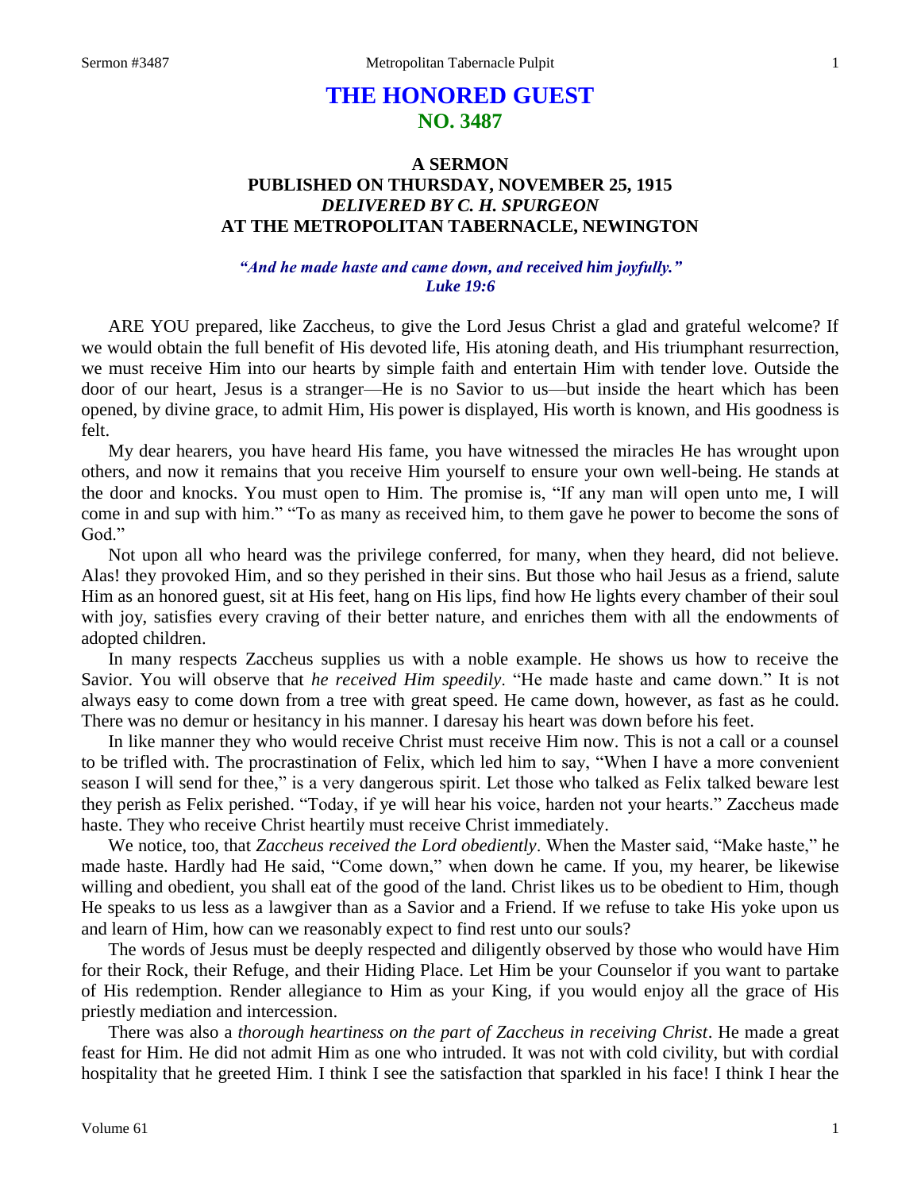# THE HONORED GUEST
## NO. 3487

### A SERMON
### PUBLISHED ON THURSDAY, NOVEMBER 25, 1915
### *DELIVERED BY C. H. SPURGEON*
### AT THE METROPOLITAN TABERNACLE, NEWINGTON

*"And he made haste and came down, and received him joyfully."*
*Luke 19:6*

ARE YOU prepared, like Zaccheus, to give the Lord Jesus Christ a glad and grateful welcome? If we would obtain the full benefit of His devoted life, His atoning death, and His triumphant resurrection, we must receive Him into our hearts by simple faith and entertain Him with tender love. Outside the door of our heart, Jesus is a stranger—He is no Savior to us—but inside the heart which has been opened, by divine grace, to admit Him, His power is displayed, His worth is known, and His goodness is felt.

My dear hearers, you have heard His fame, you have witnessed the miracles He has wrought upon others, and now it remains that you receive Him yourself to ensure your own well-being. He stands at the door and knocks. You must open to Him. The promise is, "If any man will open unto me, I will come in and sup with him." "To as many as received him, to them gave he power to become the sons of God."

Not upon all who heard was the privilege conferred, for many, when they heard, did not believe. Alas! they provoked Him, and so they perished in their sins. But those who hail Jesus as a friend, salute Him as an honored guest, sit at His feet, hang on His lips, find how He lights every chamber of their soul with joy, satisfies every craving of their better nature, and enriches them with all the endowments of adopted children.

In many respects Zaccheus supplies us with a noble example. He shows us how to receive the Savior. You will observe that *he received Him speedily*. "He made haste and came down." It is not always easy to come down from a tree with great speed. He came down, however, as fast as he could. There was no demur or hesitancy in his manner. I daresay his heart was down before his feet.

In like manner they who would receive Christ must receive Him now. This is not a call or a counsel to be trifled with. The procrastination of Felix, which led him to say, "When I have a more convenient season I will send for thee," is a very dangerous spirit. Let those who talked as Felix talked beware lest they perish as Felix perished. "Today, if ye will hear his voice, harden not your hearts." Zaccheus made haste. They who receive Christ heartily must receive Christ immediately.

We notice, too, that *Zaccheus received the Lord obediently*. When the Master said, "Make haste," he made haste. Hardly had He said, "Come down," when down he came. If you, my hearer, be likewise willing and obedient, you shall eat of the good of the land. Christ likes us to be obedient to Him, though He speaks to us less as a lawgiver than as a Savior and a Friend. If we refuse to take His yoke upon us and learn of Him, how can we reasonably expect to find rest unto our souls?

The words of Jesus must be deeply respected and diligently observed by those who would have Him for their Rock, their Refuge, and their Hiding Place. Let Him be your Counselor if you want to partake of His redemption. Render allegiance to Him as your King, if you would enjoy all the grace of His priestly mediation and intercession.

There was also a *thorough heartiness on the part of Zaccheus in receiving Christ*. He made a great feast for Him. He did not admit Him as one who intruded. It was not with cold civility, but with cordial hospitality that he greeted Him. I think I see the satisfaction that sparkled in his face! I think I hear the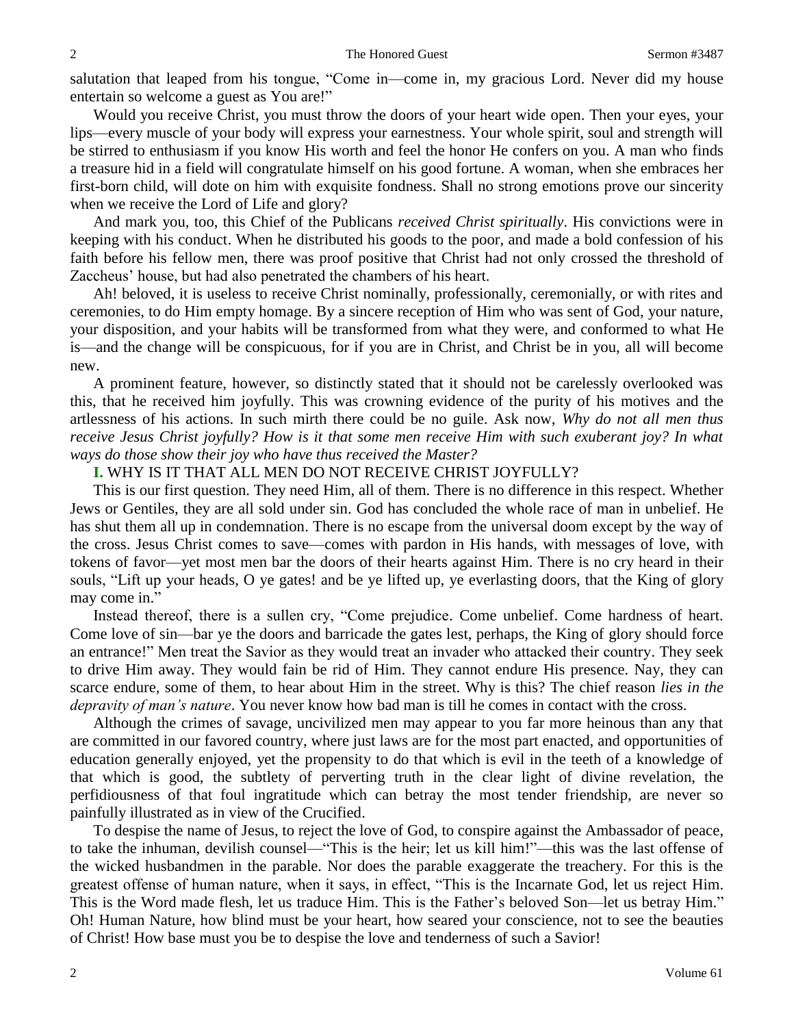salutation that leaped from his tongue, "Come in—come in, my gracious Lord. Never did my house entertain so welcome a guest as You are!"

Would you receive Christ, you must throw the doors of your heart wide open. Then your eyes, your lips—every muscle of your body will express your earnestness. Your whole spirit, soul and strength will be stirred to enthusiasm if you know His worth and feel the honor He confers on you. A man who finds a treasure hid in a field will congratulate himself on his good fortune. A woman, when she embraces her first-born child, will dote on him with exquisite fondness. Shall no strong emotions prove our sincerity when we receive the Lord of Life and glory?

And mark you, too, this Chief of the Publicans *received Christ spiritually*. His convictions were in keeping with his conduct. When he distributed his goods to the poor, and made a bold confession of his faith before his fellow men, there was proof positive that Christ had not only crossed the threshold of Zaccheus' house, but had also penetrated the chambers of his heart.

Ah! beloved, it is useless to receive Christ nominally, professionally, ceremonially, or with rites and ceremonies, to do Him empty homage. By a sincere reception of Him who was sent of God, your nature, your disposition, and your habits will be transformed from what they were, and conformed to what He is—and the change will be conspicuous, for if you are in Christ, and Christ be in you, all will become new.

A prominent feature, however, so distinctly stated that it should not be carelessly overlooked was this, that he received him joyfully. This was crowning evidence of the purity of his motives and the artlessness of his actions. In such mirth there could be no guile. Ask now, *Why do not all men thus receive Jesus Christ joyfully? How is it that some men receive Him with such exuberant joy? In what ways do those show their joy who have thus received the Master?*

**I.** WHY IS IT THAT ALL MEN DO NOT RECEIVE CHRIST JOYFULLY?

This is our first question. They need Him, all of them. There is no difference in this respect. Whether Jews or Gentiles, they are all sold under sin. God has concluded the whole race of man in unbelief. He has shut them all up in condemnation. There is no escape from the universal doom except by the way of the cross. Jesus Christ comes to save—comes with pardon in His hands, with messages of love, with tokens of favor—yet most men bar the doors of their hearts against Him. There is no cry heard in their souls, "Lift up your heads, O ye gates! and be ye lifted up, ye everlasting doors, that the King of glory may come in."

Instead thereof, there is a sullen cry, "Come prejudice. Come unbelief. Come hardness of heart. Come love of sin—bar ye the doors and barricade the gates lest, perhaps, the King of glory should force an entrance!" Men treat the Savior as they would treat an invader who attacked their country. They seek to drive Him away. They would fain be rid of Him. They cannot endure His presence. Nay, they can scarce endure, some of them, to hear about Him in the street. Why is this? The chief reason *lies in the depravity of man's nature*. You never know how bad man is till he comes in contact with the cross.

Although the crimes of savage, uncivilized men may appear to you far more heinous than any that are committed in our favored country, where just laws are for the most part enacted, and opportunities of education generally enjoyed, yet the propensity to do that which is evil in the teeth of a knowledge of that which is good, the subtlety of perverting truth in the clear light of divine revelation, the perfidiousness of that foul ingratitude which can betray the most tender friendship, are never so painfully illustrated as in view of the Crucified.

To despise the name of Jesus, to reject the love of God, to conspire against the Ambassador of peace, to take the inhuman, devilish counsel—"This is the heir; let us kill him!"—this was the last offense of the wicked husbandmen in the parable. Nor does the parable exaggerate the treachery. For this is the greatest offense of human nature, when it says, in effect, "This is the Incarnate God, let us reject Him. This is the Word made flesh, let us traduce Him. This is the Father's beloved Son—let us betray Him." Oh! Human Nature, how blind must be your heart, how seared your conscience, not to see the beauties of Christ! How base must you be to despise the love and tenderness of such a Savior!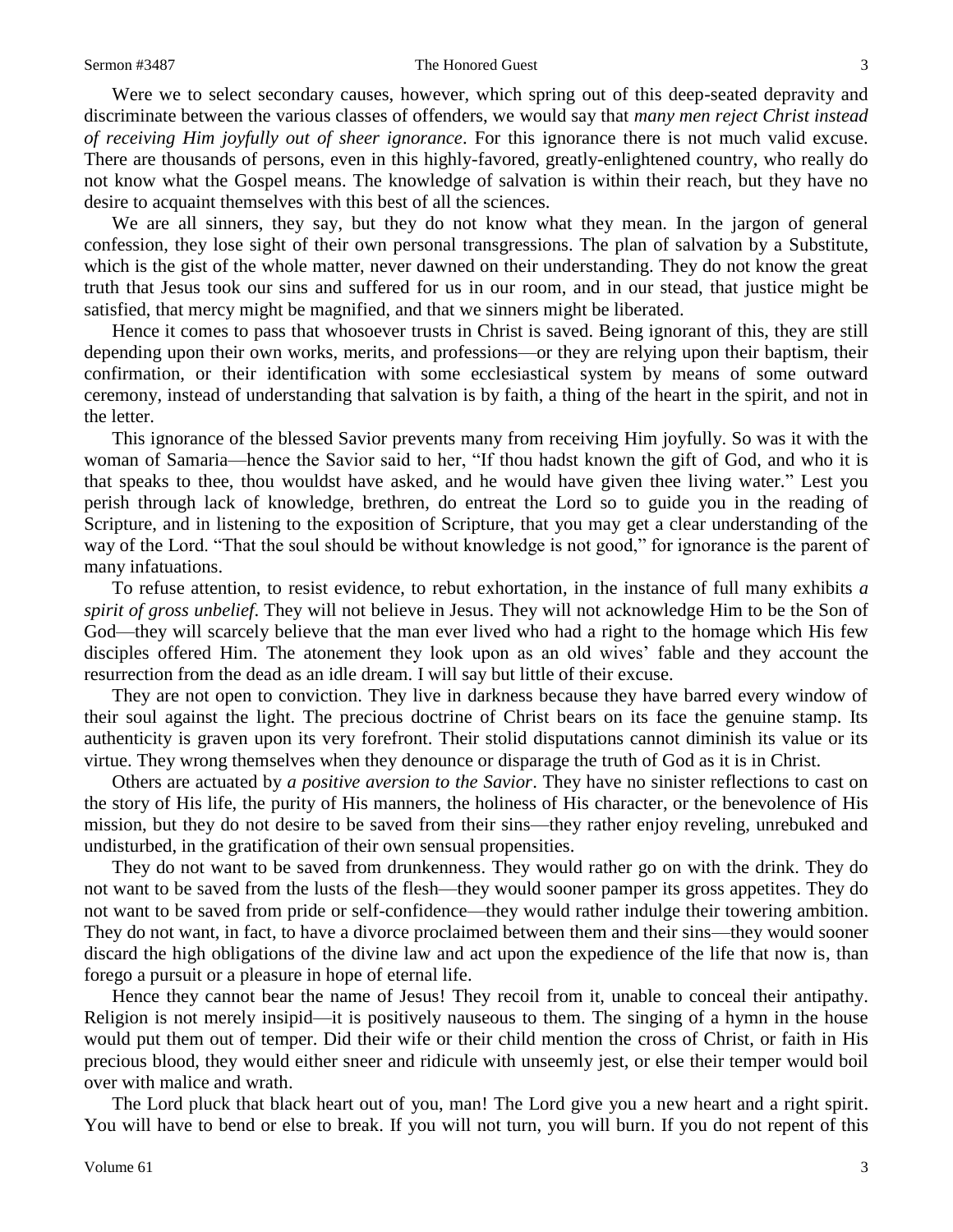Were we to select secondary causes, however, which spring out of this deep-seated depravity and discriminate between the various classes of offenders, we would say that *many men reject Christ instead of receiving Him joyfully out of sheer ignorance*. For this ignorance there is not much valid excuse. There are thousands of persons, even in this highly-favored, greatly-enlightened country, who really do not know what the Gospel means. The knowledge of salvation is within their reach, but they have no desire to acquaint themselves with this best of all the sciences.

We are all sinners, they say, but they do not know what they mean. In the jargon of general confession, they lose sight of their own personal transgressions. The plan of salvation by a Substitute, which is the gist of the whole matter, never dawned on their understanding. They do not know the great truth that Jesus took our sins and suffered for us in our room, and in our stead, that justice might be satisfied, that mercy might be magnified, and that we sinners might be liberated.

Hence it comes to pass that whosoever trusts in Christ is saved. Being ignorant of this, they are still depending upon their own works, merits, and professions—or they are relying upon their baptism, their confirmation, or their identification with some ecclesiastical system by means of some outward ceremony, instead of understanding that salvation is by faith, a thing of the heart in the spirit, and not in the letter.

This ignorance of the blessed Savior prevents many from receiving Him joyfully. So was it with the woman of Samaria—hence the Savior said to her, "If thou hadst known the gift of God, and who it is that speaks to thee, thou wouldst have asked, and he would have given thee living water." Lest you perish through lack of knowledge, brethren, do entreat the Lord so to guide you in the reading of Scripture, and in listening to the exposition of Scripture, that you may get a clear understanding of the way of the Lord. "That the soul should be without knowledge is not good," for ignorance is the parent of many infatuations.

To refuse attention, to resist evidence, to rebut exhortation, in the instance of full many exhibits *a spirit of gross unbelief*. They will not believe in Jesus. They will not acknowledge Him to be the Son of God—they will scarcely believe that the man ever lived who had a right to the homage which His few disciples offered Him. The atonement they look upon as an old wives' fable and they account the resurrection from the dead as an idle dream. I will say but little of their excuse.

They are not open to conviction. They live in darkness because they have barred every window of their soul against the light. The precious doctrine of Christ bears on its face the genuine stamp. Its authenticity is graven upon its very forefront. Their stolid disputations cannot diminish its value or its virtue. They wrong themselves when they denounce or disparage the truth of God as it is in Christ.

Others are actuated by *a positive aversion to the Savior*. They have no sinister reflections to cast on the story of His life, the purity of His manners, the holiness of His character, or the benevolence of His mission, but they do not desire to be saved from their sins—they rather enjoy reveling, unrebuked and undisturbed, in the gratification of their own sensual propensities.

They do not want to be saved from drunkenness. They would rather go on with the drink. They do not want to be saved from the lusts of the flesh—they would sooner pamper its gross appetites. They do not want to be saved from pride or self-confidence—they would rather indulge their towering ambition. They do not want, in fact, to have a divorce proclaimed between them and their sins—they would sooner discard the high obligations of the divine law and act upon the expedience of the life that now is, than forego a pursuit or a pleasure in hope of eternal life.

Hence they cannot bear the name of Jesus! They recoil from it, unable to conceal their antipathy. Religion is not merely insipid—it is positively nauseous to them. The singing of a hymn in the house would put them out of temper. Did their wife or their child mention the cross of Christ, or faith in His precious blood, they would either sneer and ridicule with unseemly jest, or else their temper would boil over with malice and wrath.

The Lord pluck that black heart out of you, man! The Lord give you a new heart and a right spirit. You will have to bend or else to break. If you will not turn, you will burn. If you do not repent of this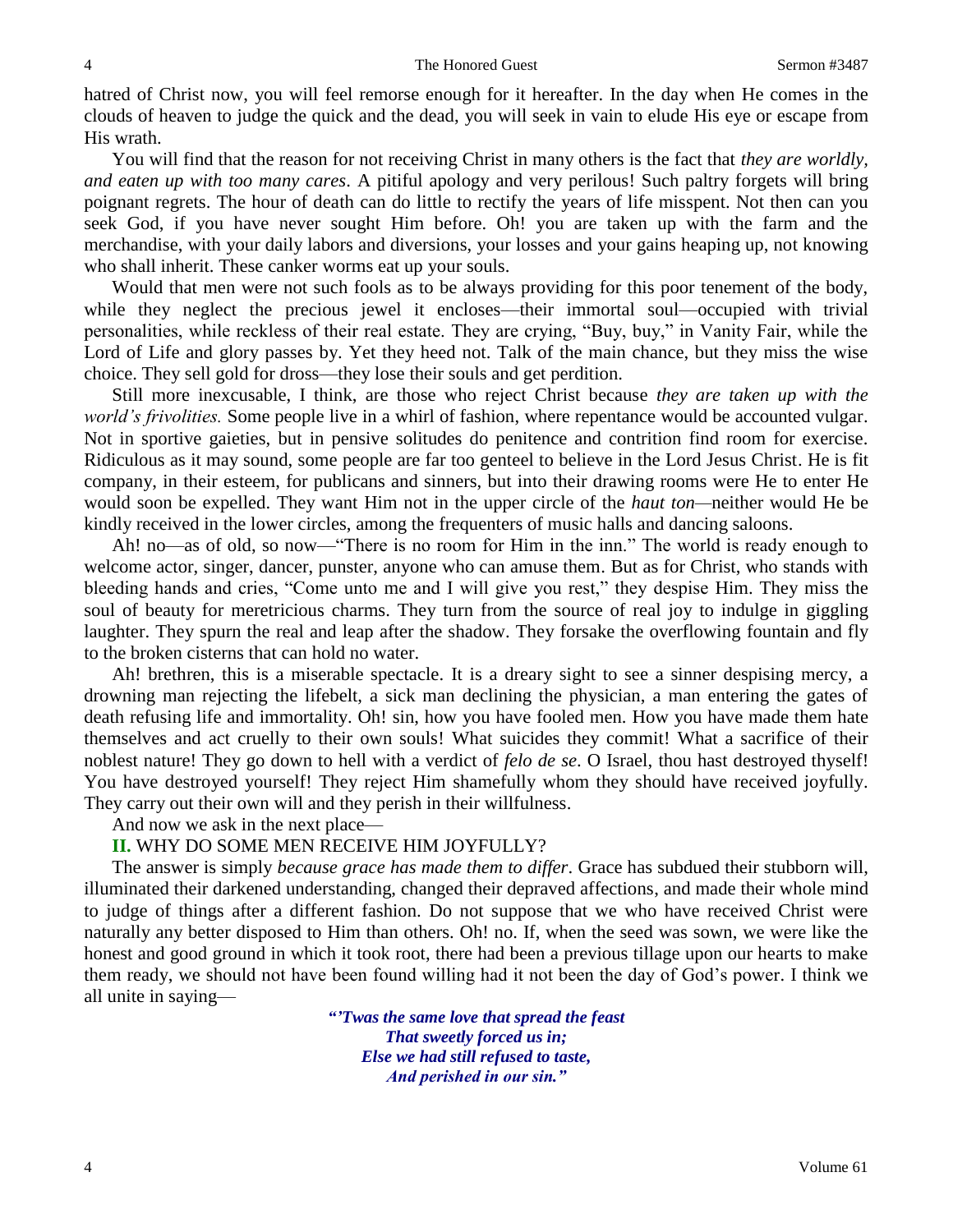hatred of Christ now, you will feel remorse enough for it hereafter. In the day when He comes in the clouds of heaven to judge the quick and the dead, you will seek in vain to elude His eye or escape from His wrath.

You will find that the reason for not receiving Christ in many others is the fact that *they are worldly, and eaten up with too many cares*. A pitiful apology and very perilous! Such paltry forgets will bring poignant regrets. The hour of death can do little to rectify the years of life misspent. Not then can you seek God, if you have never sought Him before. Oh! you are taken up with the farm and the merchandise, with your daily labors and diversions, your losses and your gains heaping up, not knowing who shall inherit. These canker worms eat up your souls.

Would that men were not such fools as to be always providing for this poor tenement of the body, while they neglect the precious jewel it encloses—their immortal soul—occupied with trivial personalities, while reckless of their real estate. They are crying, "Buy, buy," in Vanity Fair, while the Lord of Life and glory passes by. Yet they heed not. Talk of the main chance, but they miss the wise choice. They sell gold for dross—they lose their souls and get perdition.

Still more inexcusable, I think, are those who reject Christ because *they are taken up with the world's frivolities.* Some people live in a whirl of fashion, where repentance would be accounted vulgar. Not in sportive gaieties, but in pensive solitudes do penitence and contrition find room for exercise. Ridiculous as it may sound, some people are far too genteel to believe in the Lord Jesus Christ. He is fit company, in their esteem, for publicans and sinners, but into their drawing rooms were He to enter He would soon be expelled. They want Him not in the upper circle of the *haut ton*—neither would He be kindly received in the lower circles, among the frequenters of music halls and dancing saloons.

Ah! no—as of old, so now—"There is no room for Him in the inn." The world is ready enough to welcome actor, singer, dancer, punster, anyone who can amuse them. But as for Christ, who stands with bleeding hands and cries, "Come unto me and I will give you rest," they despise Him. They miss the soul of beauty for meretricious charms. They turn from the source of real joy to indulge in giggling laughter. They spurn the real and leap after the shadow. They forsake the overflowing fountain and fly to the broken cisterns that can hold no water.

Ah! brethren, this is a miserable spectacle. It is a dreary sight to see a sinner despising mercy, a drowning man rejecting the lifebelt, a sick man declining the physician, a man entering the gates of death refusing life and immortality. Oh! sin, how you have fooled men. How you have made them hate themselves and act cruelly to their own souls! What suicides they commit! What a sacrifice of their noblest nature! They go down to hell with a verdict of *felo de se*. O Israel, thou hast destroyed thyself! You have destroyed yourself! They reject Him shamefully whom they should have received joyfully. They carry out their own will and they perish in their willfulness.

And now we ask in the next place—

**II.** WHY DO SOME MEN RECEIVE HIM JOYFULLY?

The answer is simply *because grace has made them to differ*. Grace has subdued their stubborn will, illuminated their darkened understanding, changed their depraved affections, and made their whole mind to judge of things after a different fashion. Do not suppose that we who have received Christ were naturally any better disposed to Him than others. Oh! no. If, when the seed was sown, we were like the honest and good ground in which it took root, there had been a previous tillage upon our hearts to make them ready, we should not have been found willing had it not been the day of God's power. I think we all unite in saying—

> ***"'Twas the same love that spread the feast***
> ***That sweetly forced us in;***
> ***Else we had still refused to taste,***
> ***And perished in our sin."***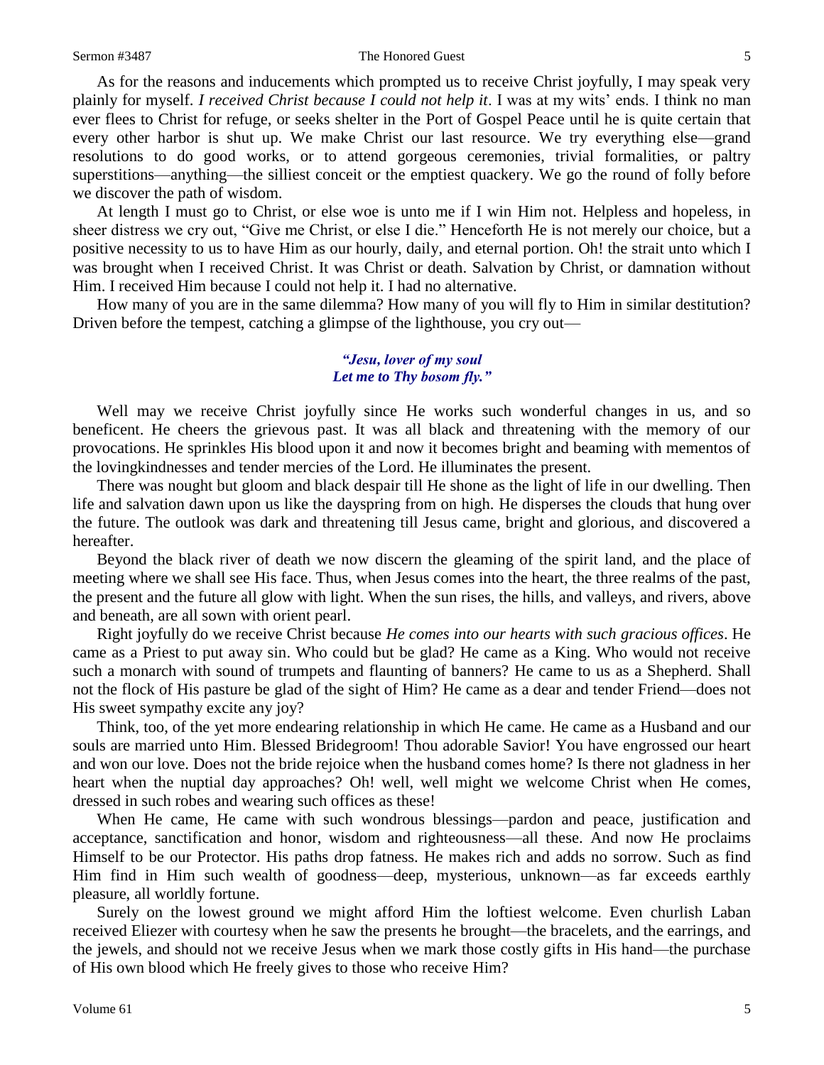As for the reasons and inducements which prompted us to receive Christ joyfully, I may speak very plainly for myself. *I received Christ because I could not help it*. I was at my wits' ends. I think no man ever flees to Christ for refuge, or seeks shelter in the Port of Gospel Peace until he is quite certain that every other harbor is shut up. We make Christ our last resource. We try everything else—grand resolutions to do good works, or to attend gorgeous ceremonies, trivial formalities, or paltry superstitions—anything—the silliest conceit or the emptiest quackery. We go the round of folly before we discover the path of wisdom.

At length I must go to Christ, or else woe is unto me if I win Him not. Helpless and hopeless, in sheer distress we cry out, "Give me Christ, or else I die." Henceforth He is not merely our choice, but a positive necessity to us to have Him as our hourly, daily, and eternal portion. Oh! the strait unto which I was brought when I received Christ. It was Christ or death. Salvation by Christ, or damnation without Him. I received Him because I could not help it. I had no alternative.

How many of you are in the same dilemma? How many of you will fly to Him in similar destitution? Driven before the tempest, catching a glimpse of the lighthouse, you cry out—

*"Jesu, lover of my soul*
*Let me to Thy bosom fly."*

Well may we receive Christ joyfully since He works such wonderful changes in us, and so beneficent. He cheers the grievous past. It was all black and threatening with the memory of our provocations. He sprinkles His blood upon it and now it becomes bright and beaming with mementos of the lovingkindnesses and tender mercies of the Lord. He illuminates the present.

There was nought but gloom and black despair till He shone as the light of life in our dwelling. Then life and salvation dawn upon us like the dayspring from on high. He disperses the clouds that hung over the future. The outlook was dark and threatening till Jesus came, bright and glorious, and discovered a hereafter.

Beyond the black river of death we now discern the gleaming of the spirit land, and the place of meeting where we shall see His face. Thus, when Jesus comes into the heart, the three realms of the past, the present and the future all glow with light. When the sun rises, the hills, and valleys, and rivers, above and beneath, are all sown with orient pearl.

Right joyfully do we receive Christ because *He comes into our hearts with such gracious offices*. He came as a Priest to put away sin. Who could but be glad? He came as a King. Who would not receive such a monarch with sound of trumpets and flaunting of banners? He came to us as a Shepherd. Shall not the flock of His pasture be glad of the sight of Him? He came as a dear and tender Friend—does not His sweet sympathy excite any joy?

Think, too, of the yet more endearing relationship in which He came. He came as a Husband and our souls are married unto Him. Blessed Bridegroom! Thou adorable Savior! You have engrossed our heart and won our love. Does not the bride rejoice when the husband comes home? Is there not gladness in her heart when the nuptial day approaches? Oh! well, well might we welcome Christ when He comes, dressed in such robes and wearing such offices as these!

When He came, He came with such wondrous blessings—pardon and peace, justification and acceptance, sanctification and honor, wisdom and righteousness—all these. And now He proclaims Himself to be our Protector. His paths drop fatness. He makes rich and adds no sorrow. Such as find Him find in Him such wealth of goodness—deep, mysterious, unknown—as far exceeds earthly pleasure, all worldly fortune.

Surely on the lowest ground we might afford Him the loftiest welcome. Even churlish Laban received Eliezer with courtesy when he saw the presents he brought—the bracelets, and the earrings, and the jewels, and should not we receive Jesus when we mark those costly gifts in His hand—the purchase of His own blood which He freely gives to those who receive Him?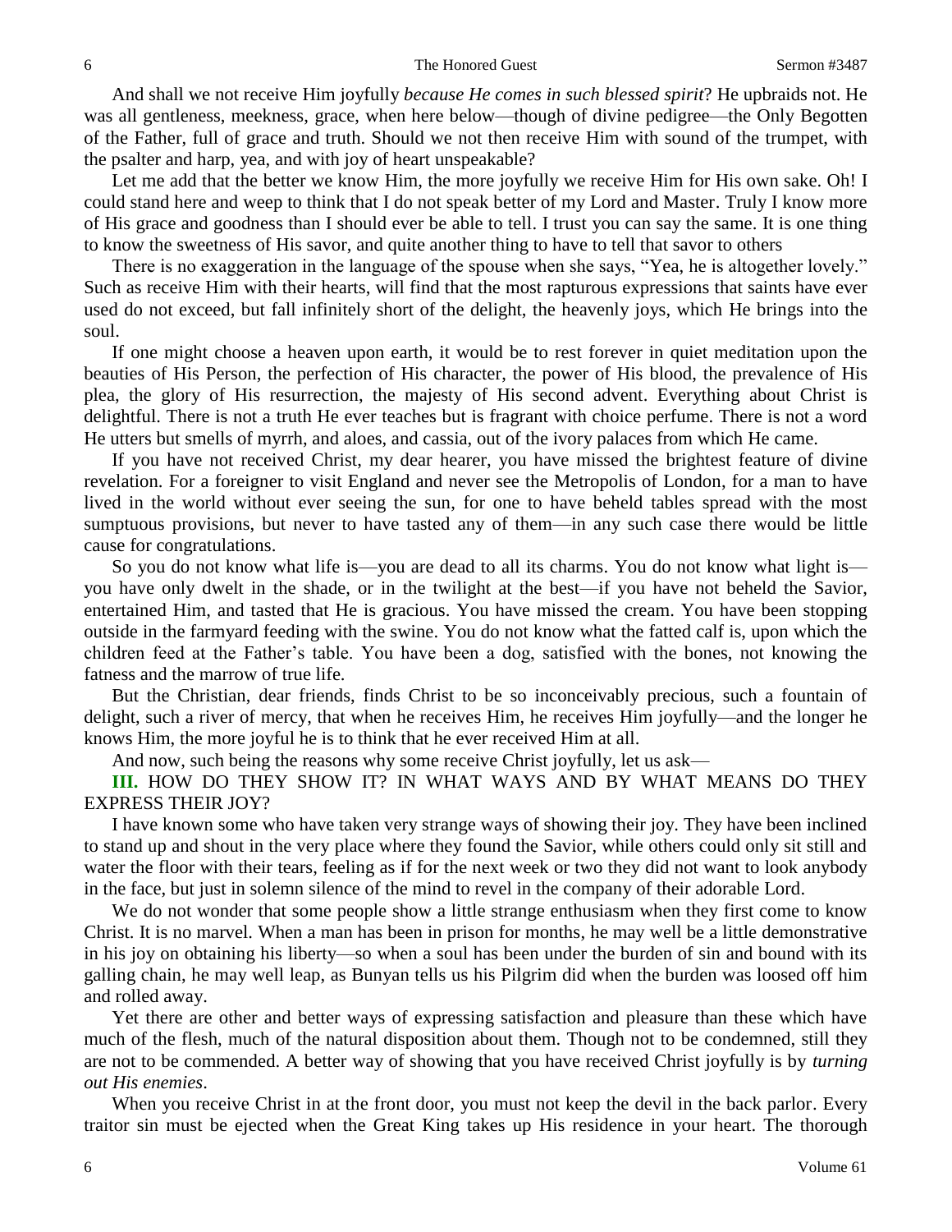And shall we not receive Him joyfully *because He comes in such blessed spirit*? He upbraids not. He was all gentleness, meekness, grace, when here below—though of divine pedigree—the Only Begotten of the Father, full of grace and truth. Should we not then receive Him with sound of the trumpet, with the psalter and harp, yea, and with joy of heart unspeakable?

Let me add that the better we know Him, the more joyfully we receive Him for His own sake. Oh! I could stand here and weep to think that I do not speak better of my Lord and Master. Truly I know more of His grace and goodness than I should ever be able to tell. I trust you can say the same. It is one thing to know the sweetness of His savor, and quite another thing to have to tell that savor to others

There is no exaggeration in the language of the spouse when she says, "Yea, he is altogether lovely." Such as receive Him with their hearts, will find that the most rapturous expressions that saints have ever used do not exceed, but fall infinitely short of the delight, the heavenly joys, which He brings into the soul.

If one might choose a heaven upon earth, it would be to rest forever in quiet meditation upon the beauties of His Person, the perfection of His character, the power of His blood, the prevalence of His plea, the glory of His resurrection, the majesty of His second advent. Everything about Christ is delightful. There is not a truth He ever teaches but is fragrant with choice perfume. There is not a word He utters but smells of myrrh, and aloes, and cassia, out of the ivory palaces from which He came.

If you have not received Christ, my dear hearer, you have missed the brightest feature of divine revelation. For a foreigner to visit England and never see the Metropolis of London, for a man to have lived in the world without ever seeing the sun, for one to have beheld tables spread with the most sumptuous provisions, but never to have tasted any of them—in any such case there would be little cause for congratulations.

So you do not know what life is—you are dead to all its charms. You do not know what light is—you have only dwelt in the shade, or in the twilight at the best—if you have not beheld the Savior, entertained Him, and tasted that He is gracious. You have missed the cream. You have been stopping outside in the farmyard feeding with the swine. You do not know what the fatted calf is, upon which the children feed at the Father's table. You have been a dog, satisfied with the bones, not knowing the fatness and the marrow of true life.

But the Christian, dear friends, finds Christ to be so inconceivably precious, such a fountain of delight, such a river of mercy, that when he receives Him, he receives Him joyfully—and the longer he knows Him, the more joyful he is to think that he ever received Him at all.

And now, such being the reasons why some receive Christ joyfully, let us ask—

**III.** HOW DO THEY SHOW IT? IN WHAT WAYS AND BY WHAT MEANS DO THEY EXPRESS THEIR JOY?

I have known some who have taken very strange ways of showing their joy. They have been inclined to stand up and shout in the very place where they found the Savior, while others could only sit still and water the floor with their tears, feeling as if for the next week or two they did not want to look anybody in the face, but just in solemn silence of the mind to revel in the company of their adorable Lord.

We do not wonder that some people show a little strange enthusiasm when they first come to know Christ. It is no marvel. When a man has been in prison for months, he may well be a little demonstrative in his joy on obtaining his liberty—so when a soul has been under the burden of sin and bound with its galling chain, he may well leap, as Bunyan tells us his Pilgrim did when the burden was loosed off him and rolled away.

Yet there are other and better ways of expressing satisfaction and pleasure than these which have much of the flesh, much of the natural disposition about them. Though not to be condemned, still they are not to be commended. A better way of showing that you have received Christ joyfully is by *turning out His enemies*.

When you receive Christ in at the front door, you must not keep the devil in the back parlor. Every traitor sin must be ejected when the Great King takes up His residence in your heart. The thorough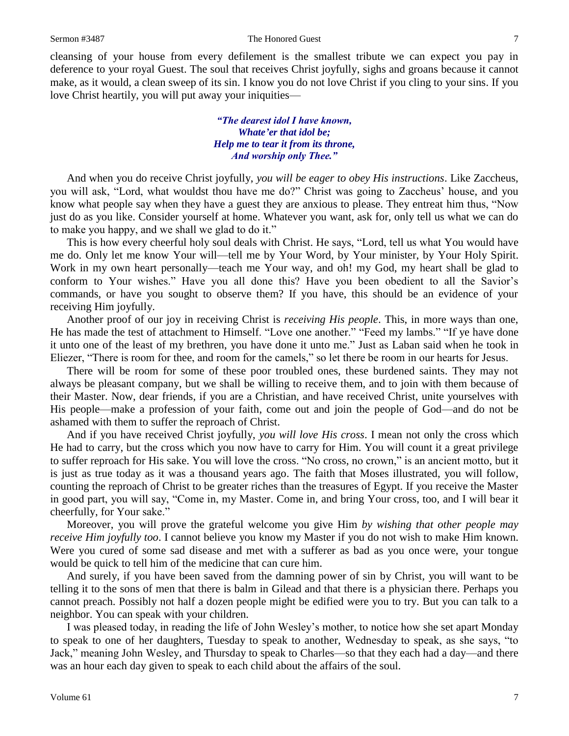cleansing of your house from every defilement is the smallest tribute we can expect you pay in deference to your royal Guest. The soul that receives Christ joyfully, sighs and groans because it cannot make, as it would, a clean sweep of its sin. I know you do not love Christ if you cling to your sins. If you love Christ heartily, you will put away your iniquities—

> ***"The dearest idol I have known,***
> ***Whate'er that idol be;***
> ***Help me to tear it from its throne,***
> ***And worship only Thee."***

And when you do receive Christ joyfully, *you will be eager to obey His instructions*. Like Zaccheus, you will ask, "Lord, what wouldst thou have me do?" Christ was going to Zaccheus' house, and you know what people say when they have a guest they are anxious to please. They entreat him thus, "Now just do as you like. Consider yourself at home. Whatever you want, ask for, only tell us what we can do to make you happy, and we shall we glad to do it."

This is how every cheerful holy soul deals with Christ. He says, "Lord, tell us what You would have me do. Only let me know Your will—tell me by Your Word, by Your minister, by Your Holy Spirit. Work in my own heart personally—teach me Your way, and oh! my God, my heart shall be glad to conform to Your wishes." Have you all done this? Have you been obedient to all the Savior's commands, or have you sought to observe them? If you have, this should be an evidence of your receiving Him joyfully.

Another proof of our joy in receiving Christ is *receiving His people*. This, in more ways than one, He has made the test of attachment to Himself. "Love one another." "Feed my lambs." "If ye have done it unto one of the least of my brethren, you have done it unto me." Just as Laban said when he took in Eliezer, "There is room for thee, and room for the camels," so let there be room in our hearts for Jesus.

There will be room for some of these poor troubled ones, these burdened saints. They may not always be pleasant company, but we shall be willing to receive them, and to join with them because of their Master. Now, dear friends, if you are a Christian, and have received Christ, unite yourselves with His people—make a profession of your faith, come out and join the people of God—and do not be ashamed with them to suffer the reproach of Christ.

And if you have received Christ joyfully, *you will love His cross*. I mean not only the cross which He had to carry, but the cross which you now have to carry for Him. You will count it a great privilege to suffer reproach for His sake. You will love the cross. "No cross, no crown," is an ancient motto, but it is just as true today as it was a thousand years ago. The faith that Moses illustrated, you will follow, counting the reproach of Christ to be greater riches than the treasures of Egypt. If you receive the Master in good part, you will say, "Come in, my Master. Come in, and bring Your cross, too, and I will bear it cheerfully, for Your sake."

Moreover, you will prove the grateful welcome you give Him *by wishing that other people may receive Him joyfully too*. I cannot believe you know my Master if you do not wish to make Him known. Were you cured of some sad disease and met with a sufferer as bad as you once were, your tongue would be quick to tell him of the medicine that can cure him.

And surely, if you have been saved from the damning power of sin by Christ, you will want to be telling it to the sons of men that there is balm in Gilead and that there is a physician there. Perhaps you cannot preach. Possibly not half a dozen people might be edified were you to try. But you can talk to a neighbor. You can speak with your children.

I was pleased today, in reading the life of John Wesley's mother, to notice how she set apart Monday to speak to one of her daughters, Tuesday to speak to another, Wednesday to speak, as she says, "to Jack," meaning John Wesley, and Thursday to speak to Charles—so that they each had a day—and there was an hour each day given to speak to each child about the affairs of the soul.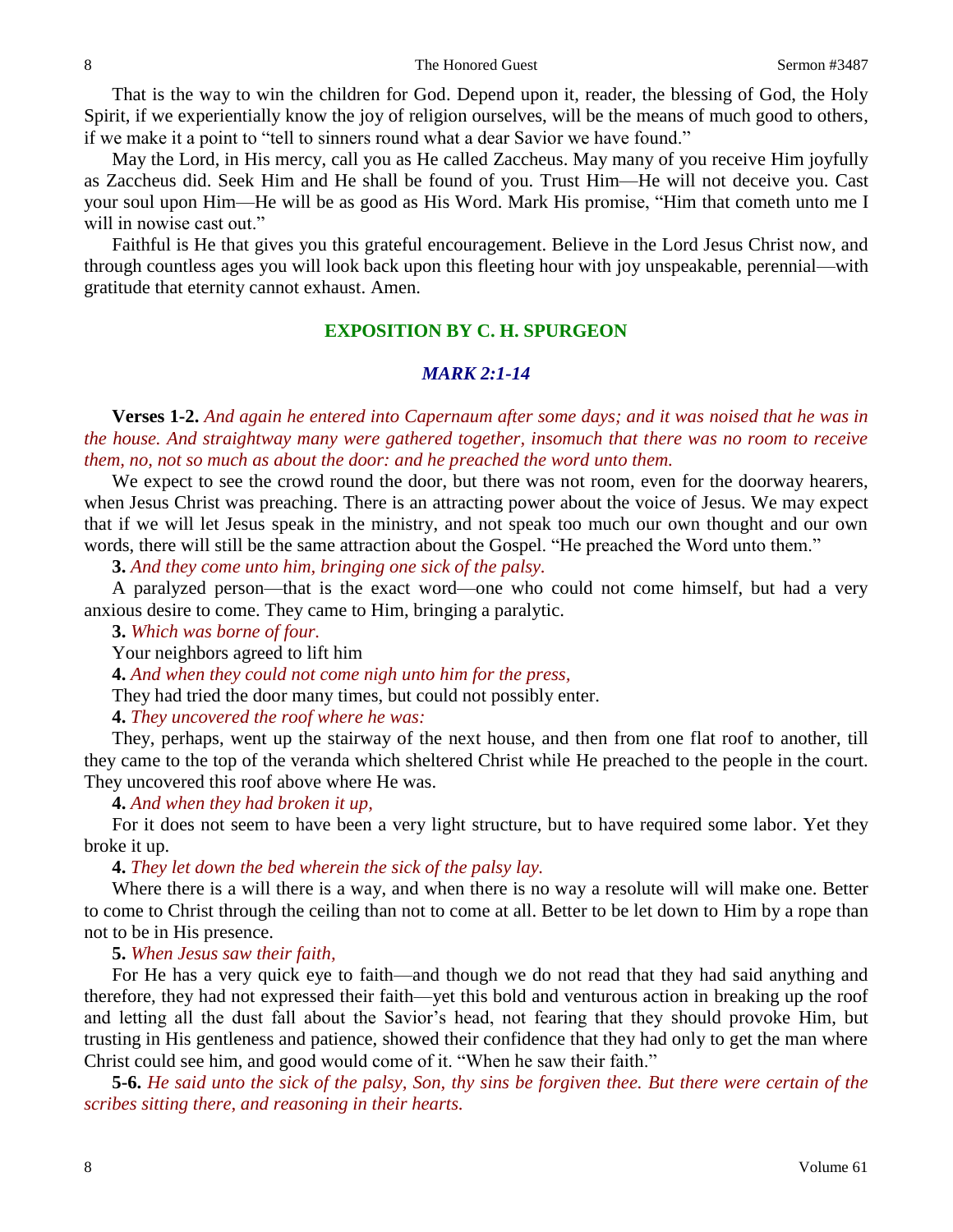That is the way to win the children for God. Depend upon it, reader, the blessing of God, the Holy Spirit, if we experientially know the joy of religion ourselves, will be the means of much good to others, if we make it a point to "tell to sinners round what a dear Savior we have found."

May the Lord, in His mercy, call you as He called Zaccheus. May many of you receive Him joyfully as Zaccheus did. Seek Him and He shall be found of you. Trust Him—He will not deceive you. Cast your soul upon Him—He will be as good as His Word. Mark His promise, "Him that cometh unto me I will in nowise cast out."

Faithful is He that gives you this grateful encouragement. Believe in the Lord Jesus Christ now, and through countless ages you will look back upon this fleeting hour with joy unspeakable, perennial—with gratitude that eternity cannot exhaust. Amen.

## EXPOSITION BY C. H. SPURGEON

### *MARK 2:1-14*

**Verses 1-2.** *And again he entered into Capernaum after some days; and it was noised that he was in the house. And straightway many were gathered together, insomuch that there was no room to receive them, no, not so much as about the door: and he preached the word unto them.*

We expect to see the crowd round the door, but there was not room, even for the doorway hearers, when Jesus Christ was preaching. There is an attracting power about the voice of Jesus. We may expect that if we will let Jesus speak in the ministry, and not speak too much our own thought and our own words, there will still be the same attraction about the Gospel. "He preached the Word unto them."

**3.** *And they come unto him, bringing one sick of the palsy.*

A paralyzed person—that is the exact word—one who could not come himself, but had a very anxious desire to come. They came to Him, bringing a paralytic.

**3.** *Which was borne of four.*

Your neighbors agreed to lift him

**4.** *And when they could not come nigh unto him for the press,*

They had tried the door many times, but could not possibly enter.

**4.** *They uncovered the roof where he was:*

They, perhaps, went up the stairway of the next house, and then from one flat roof to another, till they came to the top of the veranda which sheltered Christ while He preached to the people in the court. They uncovered this roof above where He was.

**4.** *And when they had broken it up,*

For it does not seem to have been a very light structure, but to have required some labor. Yet they broke it up.

**4.** *They let down the bed wherein the sick of the palsy lay.*

Where there is a will there is a way, and when there is no way a resolute will will make one. Better to come to Christ through the ceiling than not to come at all. Better to be let down to Him by a rope than not to be in His presence.

**5.** *When Jesus saw their faith,*

For He has a very quick eye to faith—and though we do not read that they had said anything and therefore, they had not expressed their faith—yet this bold and venturous action in breaking up the roof and letting all the dust fall about the Savior's head, not fearing that they should provoke Him, but trusting in His gentleness and patience, showed their confidence that they had only to get the man where Christ could see him, and good would come of it. "When he saw their faith."

**5-6.** *He said unto the sick of the palsy, Son, thy sins be forgiven thee. But there were certain of the scribes sitting there, and reasoning in their hearts.*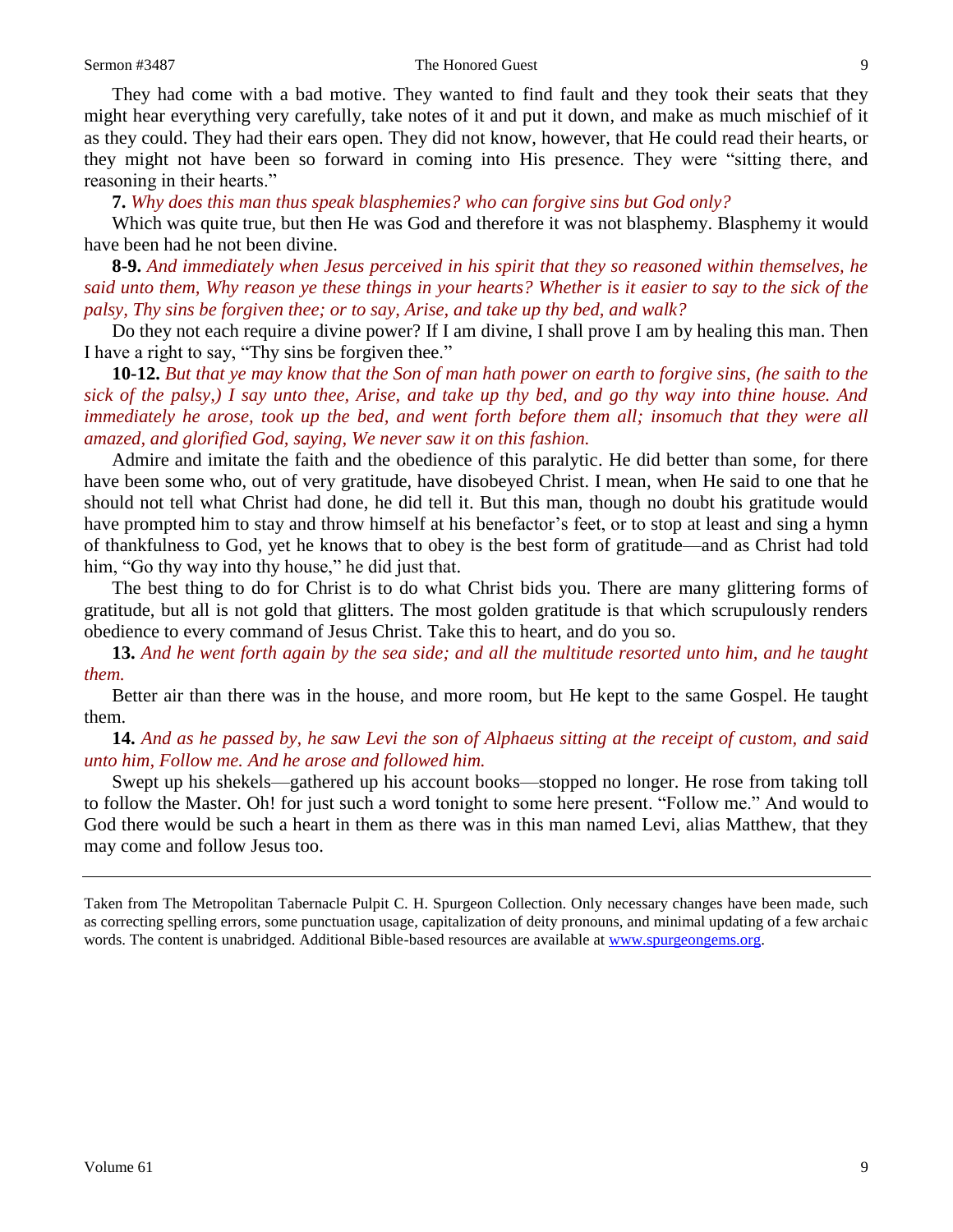They had come with a bad motive. They wanted to find fault and they took their seats that they might hear everything very carefully, take notes of it and put it down, and make as much mischief of it as they could. They had their ears open. They did not know, however, that He could read their hearts, or they might not have been so forward in coming into His presence. They were "sitting there, and reasoning in their hearts."

**7.** *Why does this man thus speak blasphemies? who can forgive sins but God only?*

Which was quite true, but then He was God and therefore it was not blasphemy. Blasphemy it would have been had he not been divine.

**8-9.** *And immediately when Jesus perceived in his spirit that they so reasoned within themselves, he said unto them, Why reason ye these things in your hearts? Whether is it easier to say to the sick of the palsy, Thy sins be forgiven thee; or to say, Arise, and take up thy bed, and walk?*

Do they not each require a divine power? If I am divine, I shall prove I am by healing this man. Then I have a right to say, "Thy sins be forgiven thee."

**10-12.** *But that ye may know that the Son of man hath power on earth to forgive sins, (he saith to the sick of the palsy,) I say unto thee, Arise, and take up thy bed, and go thy way into thine house. And immediately he arose, took up the bed, and went forth before them all; insomuch that they were all amazed, and glorified God, saying, We never saw it on this fashion.*

Admire and imitate the faith and the obedience of this paralytic. He did better than some, for there have been some who, out of very gratitude, have disobeyed Christ. I mean, when He said to one that he should not tell what Christ had done, he did tell it. But this man, though no doubt his gratitude would have prompted him to stay and throw himself at his benefactor's feet, or to stop at least and sing a hymn of thankfulness to God, yet he knows that to obey is the best form of gratitude—and as Christ had told him, "Go thy way into thy house," he did just that.

The best thing to do for Christ is to do what Christ bids you. There are many glittering forms of gratitude, but all is not gold that glitters. The most golden gratitude is that which scrupulously renders obedience to every command of Jesus Christ. Take this to heart, and do you so.

**13.** *And he went forth again by the sea side; and all the multitude resorted unto him, and he taught them.*

Better air than there was in the house, and more room, but He kept to the same Gospel. He taught them.

**14.** *And as he passed by, he saw Levi the son of Alphaeus sitting at the receipt of custom, and said unto him, Follow me. And he arose and followed him.*

Swept up his shekels—gathered up his account books—stopped no longer. He rose from taking toll to follow the Master. Oh! for just such a word tonight to some here present. "Follow me." And would to God there would be such a heart in them as there was in this man named Levi, alias Matthew, that they may come and follow Jesus too.

---

Taken from The Metropolitan Tabernacle Pulpit C. H. Spurgeon Collection. Only necessary changes have been made, such as correcting spelling errors, some punctuation usage, capitalization of deity pronouns, and minimal updating of a few archaic words. The content is unabridged. Additional Bible-based resources are available at www.spurgeongems.org.